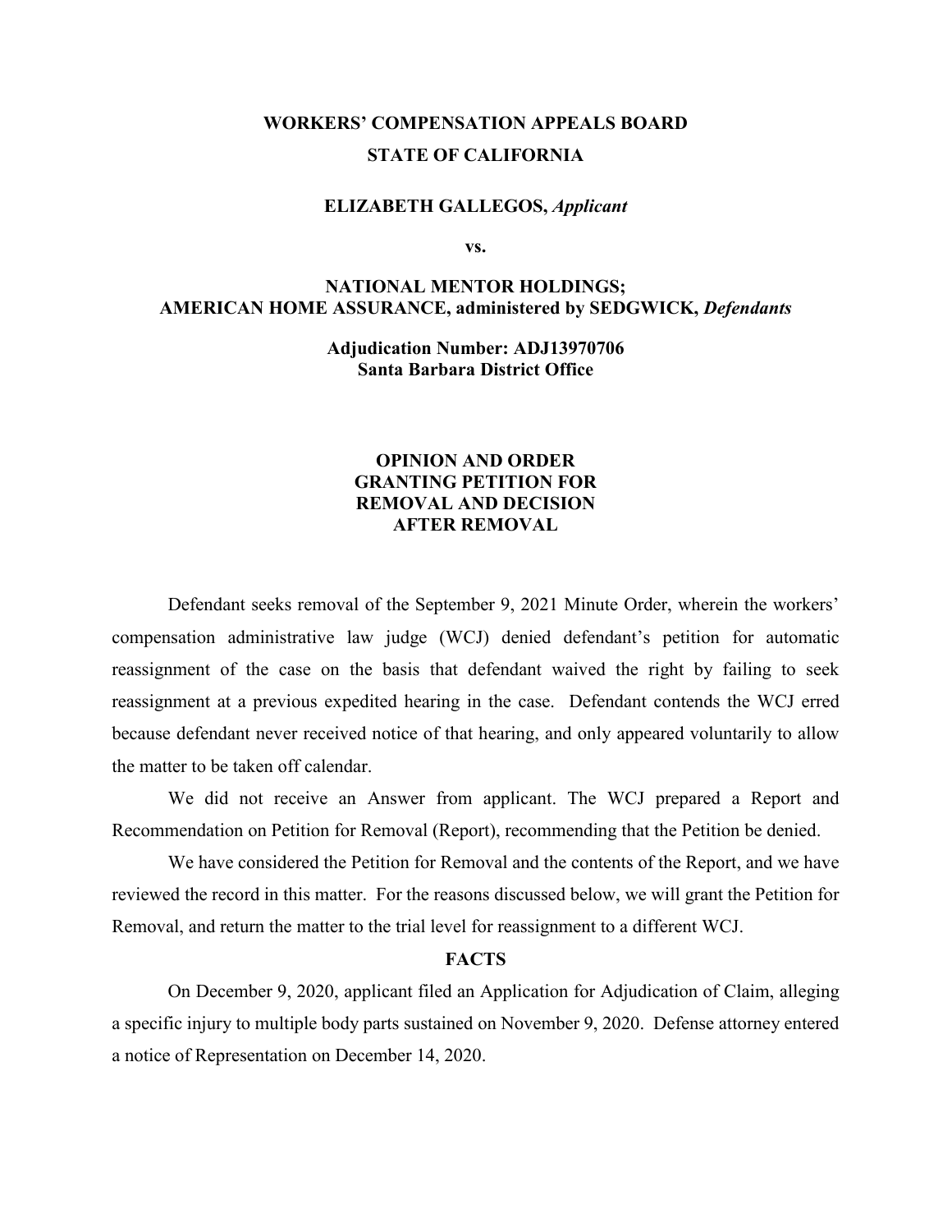# WORKERS' COMPENSATION APPEALS BOARD

## STATE OF CALIFORNIA

**ELIZABETH GALLEGOS,** ***Applicant***

**vs.**

**NATIONAL MENTOR HOLDINGS;**
**AMERICAN HOME ASSURANCE, administered by SEDGWICK,** ***Defendants***

**Adjudication Number: ADJ13970706**
**Santa Barbara District Office**

**OPINION AND ORDER**
**GRANTING PETITION FOR**
**REMOVAL AND DECISION**
**AFTER REMOVAL**

Defendant seeks removal of the September 9, 2021 Minute Order, wherein the workers' compensation administrative law judge (WCJ) denied defendant's petition for automatic reassignment of the case on the basis that defendant waived the right by failing to seek reassignment at a previous expedited hearing in the case. Defendant contends the WCJ erred because defendant never received notice of that hearing, and only appeared voluntarily to allow the matter to be taken off calendar.

We did not receive an Answer from applicant. The WCJ prepared a Report and Recommendation on Petition for Removal (Report), recommending that the Petition be denied.

We have considered the Petition for Removal and the contents of the Report, and we have reviewed the record in this matter. For the reasons discussed below, we will grant the Petition for Removal, and return the matter to the trial level for reassignment to a different WCJ.

**FACTS**

On December 9, 2020, applicant filed an Application for Adjudication of Claim, alleging a specific injury to multiple body parts sustained on November 9, 2020. Defense attorney entered a notice of Representation on December 14, 2020.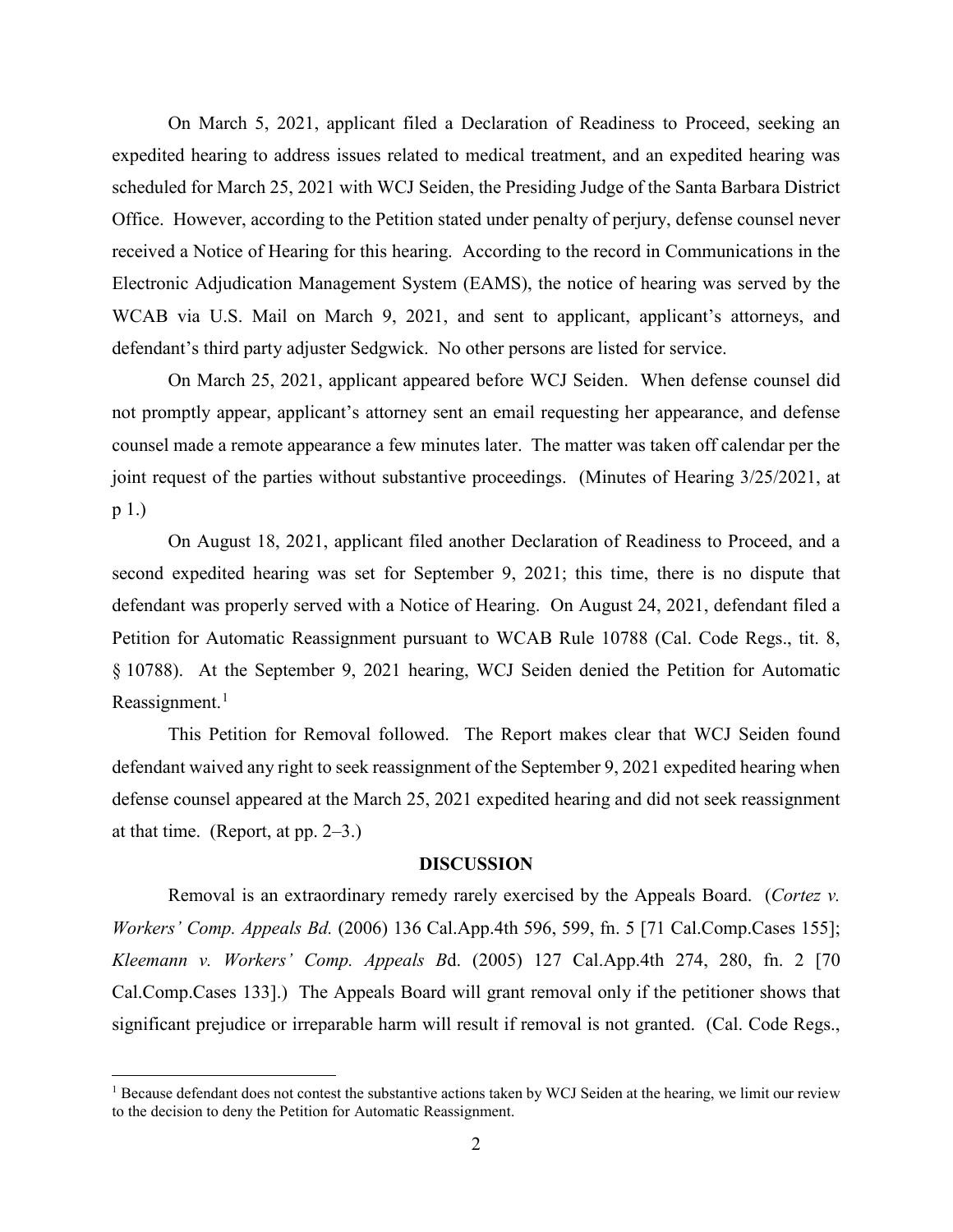On March 5, 2021, applicant filed a Declaration of Readiness to Proceed, seeking an expedited hearing to address issues related to medical treatment, and an expedited hearing was scheduled for March 25, 2021 with WCJ Seiden, the Presiding Judge of the Santa Barbara District Office. However, according to the Petition stated under penalty of perjury, defense counsel never received a Notice of Hearing for this hearing. According to the record in Communications in the Electronic Adjudication Management System (EAMS), the notice of hearing was served by the WCAB via U.S. Mail on March 9, 2021, and sent to applicant, applicant's attorneys, and defendant's third party adjuster Sedgwick. No other persons are listed for service.

On March 25, 2021, applicant appeared before WCJ Seiden. When defense counsel did not promptly appear, applicant's attorney sent an email requesting her appearance, and defense counsel made a remote appearance a few minutes later. The matter was taken off calendar per the joint request of the parties without substantive proceedings. (Minutes of Hearing 3/25/2021, at p 1.)

On August 18, 2021, applicant filed another Declaration of Readiness to Proceed, and a second expedited hearing was set for September 9, 2021; this time, there is no dispute that defendant was properly served with a Notice of Hearing. On August 24, 2021, defendant filed a Petition for Automatic Reassignment pursuant to WCAB Rule 10788 (Cal. Code Regs., tit. 8, § 10788). At the September 9, 2021 hearing, WCJ Seiden denied the Petition for Automatic Reassignment.[1]

This Petition for Removal followed. The Report makes clear that WCJ Seiden found defendant waived any right to seek reassignment of the September 9, 2021 expedited hearing when defense counsel appeared at the March 25, 2021 expedited hearing and did not seek reassignment at that time. (Report, at pp. 2–3.)

**DISCUSSION**

Removal is an extraordinary remedy rarely exercised by the Appeals Board. (*Cortez v. Workers' Comp. Appeals Bd.* (2006) 136 Cal.App.4th 596, 599, fn. 5 [71 Cal.Comp.Cases 155]; *Kleemann v. Workers' Comp. Appeals B*d. (2005) 127 Cal.App.4th 274, 280, fn. 2 [70 Cal.Comp.Cases 133].) The Appeals Board will grant removal only if the petitioner shows that significant prejudice or irreparable harm will result if removal is not granted. (Cal. Code Regs.,

[1] Because defendant does not contest the substantive actions taken by WCJ Seiden at the hearing, we limit our review to the decision to deny the Petition for Automatic Reassignment.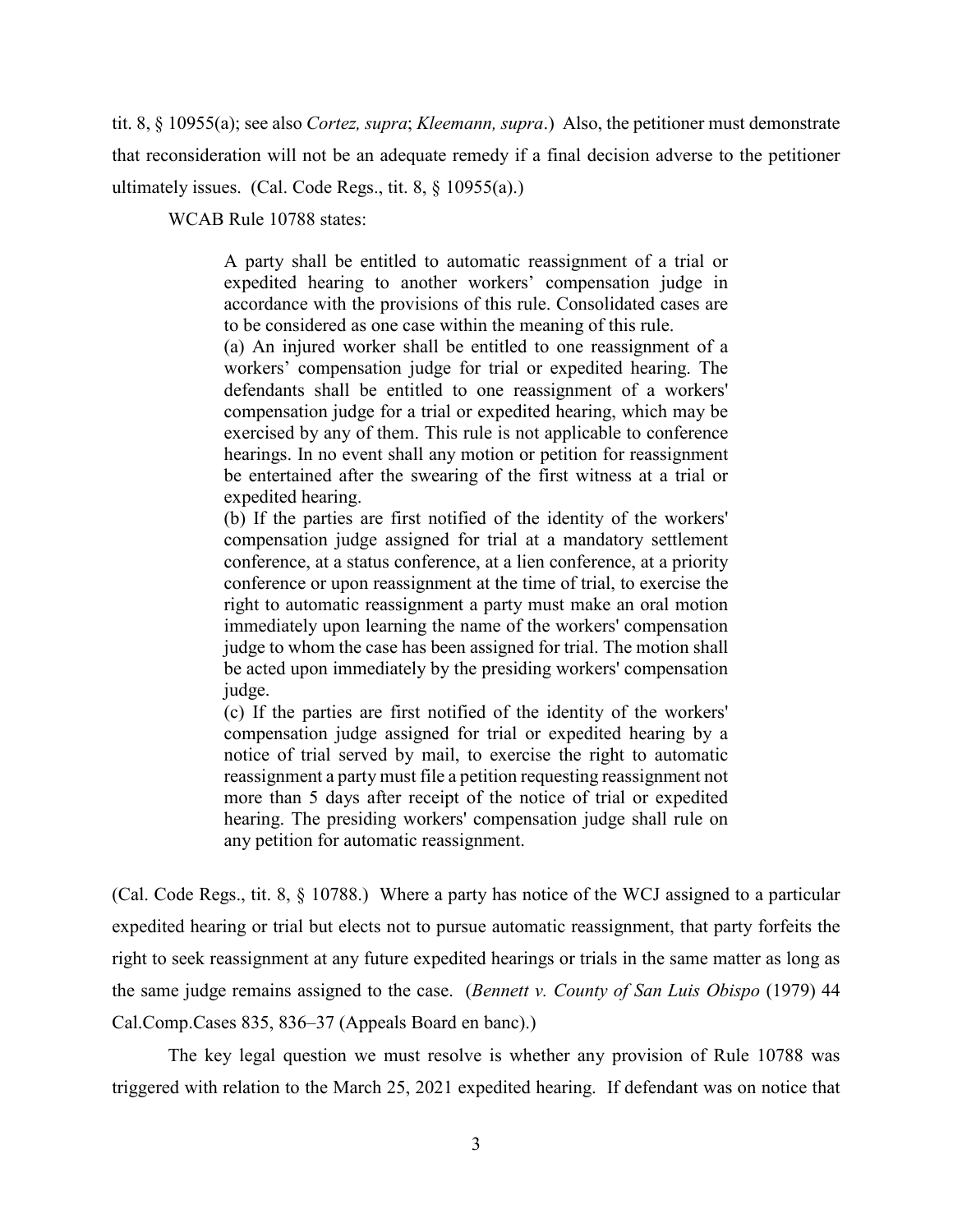tit. 8, § 10955(a); see also *Cortez, supra*; *Kleemann, supra*.) Also, the petitioner must demonstrate that reconsideration will not be an adequate remedy if a final decision adverse to the petitioner ultimately issues. (Cal. Code Regs., tit. 8, § 10955(a).)

WCAB Rule 10788 states:

> A party shall be entitled to automatic reassignment of a trial or expedited hearing to another workers' compensation judge in accordance with the provisions of this rule. Consolidated cases are to be considered as one case within the meaning of this rule.
>
> (a) An injured worker shall be entitled to one reassignment of a workers' compensation judge for trial or expedited hearing. The defendants shall be entitled to one reassignment of a workers' compensation judge for a trial or expedited hearing, which may be exercised by any of them. This rule is not applicable to conference hearings. In no event shall any motion or petition for reassignment be entertained after the swearing of the first witness at a trial or expedited hearing.
>
> (b) If the parties are first notified of the identity of the workers' compensation judge assigned for trial at a mandatory settlement conference, at a status conference, at a lien conference, at a priority conference or upon reassignment at the time of trial, to exercise the right to automatic reassignment a party must make an oral motion immediately upon learning the name of the workers' compensation judge to whom the case has been assigned for trial. The motion shall be acted upon immediately by the presiding workers' compensation judge.
>
> (c) If the parties are first notified of the identity of the workers' compensation judge assigned for trial or expedited hearing by a notice of trial served by mail, to exercise the right to automatic reassignment a party must file a petition requesting reassignment not more than 5 days after receipt of the notice of trial or expedited hearing. The presiding workers' compensation judge shall rule on any petition for automatic reassignment.

(Cal. Code Regs., tit. 8, § 10788.) Where a party has notice of the WCJ assigned to a particular expedited hearing or trial but elects not to pursue automatic reassignment, that party forfeits the right to seek reassignment at any future expedited hearings or trials in the same matter as long as the same judge remains assigned to the case. (*Bennett v. County of San Luis Obispo* (1979) 44 Cal.Comp.Cases 835, 836–37 (Appeals Board en banc).)

The key legal question we must resolve is whether any provision of Rule 10788 was triggered with relation to the March 25, 2021 expedited hearing. If defendant was on notice that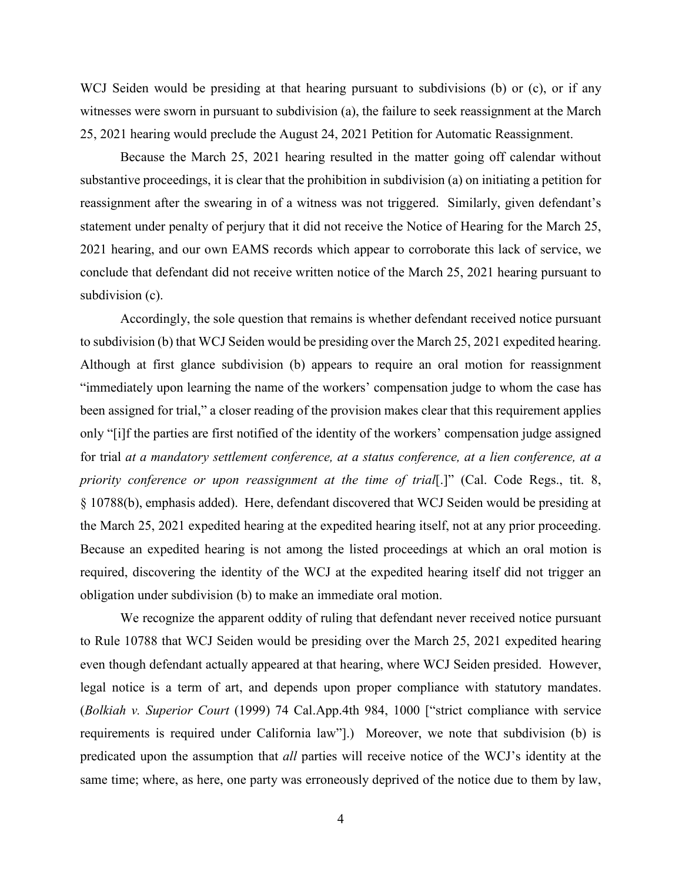WCJ Seiden would be presiding at that hearing pursuant to subdivisions (b) or (c), or if any witnesses were sworn in pursuant to subdivision (a), the failure to seek reassignment at the March 25, 2021 hearing would preclude the August 24, 2021 Petition for Automatic Reassignment.

Because the March 25, 2021 hearing resulted in the matter going off calendar without substantive proceedings, it is clear that the prohibition in subdivision (a) on initiating a petition for reassignment after the swearing in of a witness was not triggered. Similarly, given defendant's statement under penalty of perjury that it did not receive the Notice of Hearing for the March 25, 2021 hearing, and our own EAMS records which appear to corroborate this lack of service, we conclude that defendant did not receive written notice of the March 25, 2021 hearing pursuant to subdivision (c).

Accordingly, the sole question that remains is whether defendant received notice pursuant to subdivision (b) that WCJ Seiden would be presiding over the March 25, 2021 expedited hearing. Although at first glance subdivision (b) appears to require an oral motion for reassignment "immediately upon learning the name of the workers' compensation judge to whom the case has been assigned for trial," a closer reading of the provision makes clear that this requirement applies only "[i]f the parties are first notified of the identity of the workers' compensation judge assigned for trial *at a mandatory settlement conference, at a status conference, at a lien conference, at a priority conference or upon reassignment at the time of trial*[.]" (Cal. Code Regs., tit. 8, § 10788(b), emphasis added). Here, defendant discovered that WCJ Seiden would be presiding at the March 25, 2021 expedited hearing at the expedited hearing itself, not at any prior proceeding. Because an expedited hearing is not among the listed proceedings at which an oral motion is required, discovering the identity of the WCJ at the expedited hearing itself did not trigger an obligation under subdivision (b) to make an immediate oral motion.

We recognize the apparent oddity of ruling that defendant never received notice pursuant to Rule 10788 that WCJ Seiden would be presiding over the March 25, 2021 expedited hearing even though defendant actually appeared at that hearing, where WCJ Seiden presided. However, legal notice is a term of art, and depends upon proper compliance with statutory mandates. (*Bolkiah v. Superior Court* (1999) 74 Cal.App.4th 984, 1000 ["strict compliance with service requirements is required under California law"].) Moreover, we note that subdivision (b) is predicated upon the assumption that *all* parties will receive notice of the WCJ's identity at the same time; where, as here, one party was erroneously deprived of the notice due to them by law,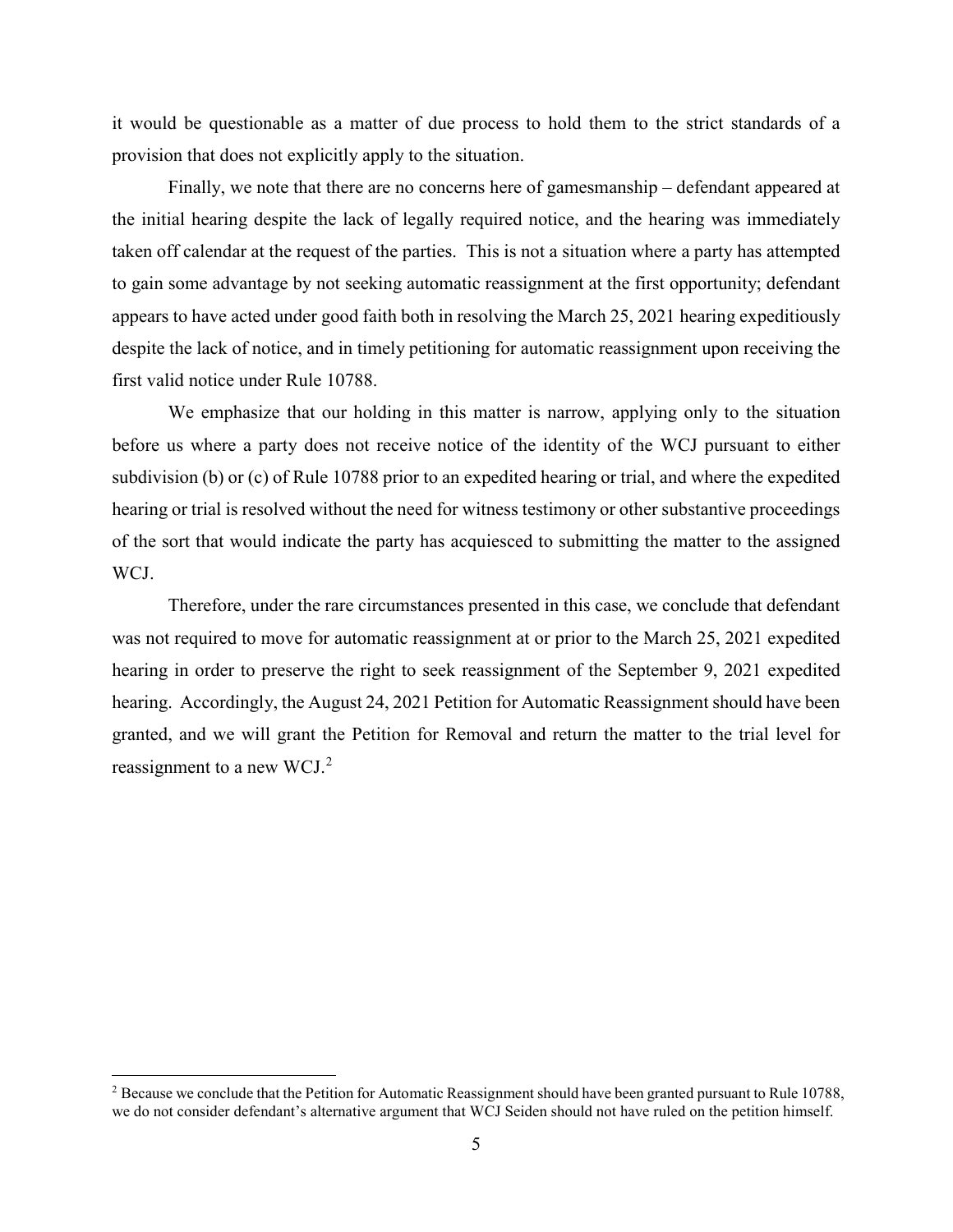it would be questionable as a matter of due process to hold them to the strict standards of a provision that does not explicitly apply to the situation.

Finally, we note that there are no concerns here of gamesmanship – defendant appeared at the initial hearing despite the lack of legally required notice, and the hearing was immediately taken off calendar at the request of the parties. This is not a situation where a party has attempted to gain some advantage by not seeking automatic reassignment at the first opportunity; defendant appears to have acted under good faith both in resolving the March 25, 2021 hearing expeditiously despite the lack of notice, and in timely petitioning for automatic reassignment upon receiving the first valid notice under Rule 10788.

We emphasize that our holding in this matter is narrow, applying only to the situation before us where a party does not receive notice of the identity of the WCJ pursuant to either subdivision (b) or (c) of Rule 10788 prior to an expedited hearing or trial, and where the expedited hearing or trial is resolved without the need for witness testimony or other substantive proceedings of the sort that would indicate the party has acquiesced to submitting the matter to the assigned WCJ.

Therefore, under the rare circumstances presented in this case, we conclude that defendant was not required to move for automatic reassignment at or prior to the March 25, 2021 expedited hearing in order to preserve the right to seek reassignment of the September 9, 2021 expedited hearing. Accordingly, the August 24, 2021 Petition for Automatic Reassignment should have been granted, and we will grant the Petition for Removal and return the matter to the trial level for reassignment to a new WCJ.[2]

---

[2] Because we conclude that the Petition for Automatic Reassignment should have been granted pursuant to Rule 10788, we do not consider defendant's alternative argument that WCJ Seiden should not have ruled on the petition himself.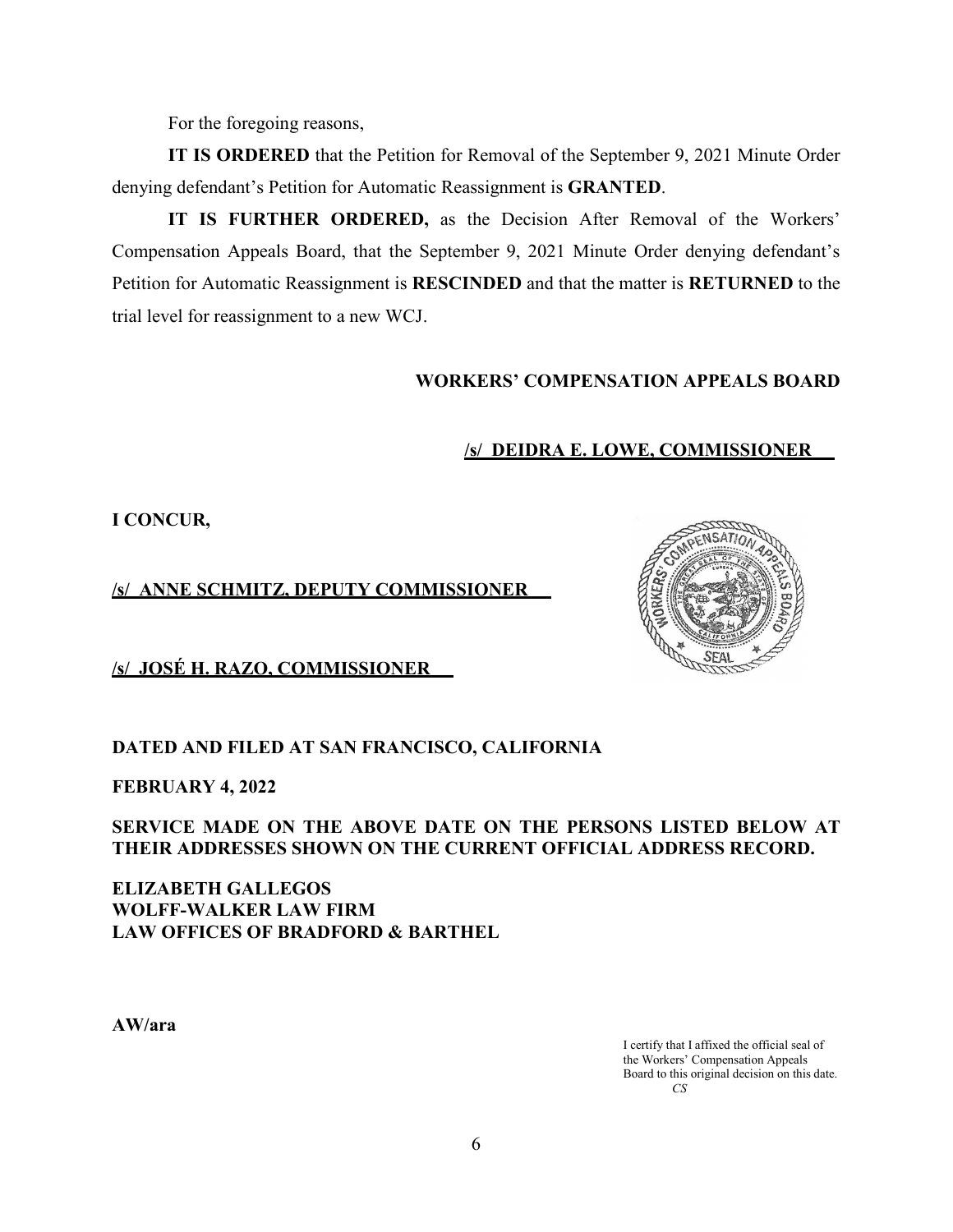For the foregoing reasons,

**IT IS ORDERED** that the Petition for Removal of the September 9, 2021 Minute Order denying defendant's Petition for Automatic Reassignment is **GRANTED**.

**IT IS FURTHER ORDERED,** as the Decision After Removal of the Workers' Compensation Appeals Board, that the September 9, 2021 Minute Order denying defendant's Petition for Automatic Reassignment is **RESCINDED** and that the matter is **RETURNED** to the trial level for reassignment to a new WCJ.

**WORKERS' COMPENSATION APPEALS BOARD**

**/s/ DEIDRA E. LOWE, COMMISSIONER**

**I CONCUR,**

**/s/ ANNE SCHMITZ, DEPUTY COMMISSIONER**

**/s/ JOSÉ H. RAZO, COMMISSIONER**

**DATED AND FILED AT SAN FRANCISCO, CALIFORNIA**

**FEBRUARY 4, 2022**

**SERVICE MADE ON THE ABOVE DATE ON THE PERSONS LISTED BELOW AT THEIR ADDRESSES SHOWN ON THE CURRENT OFFICIAL ADDRESS RECORD.**

**ELIZABETH GALLEGOS**
**WOLFF-WALKER LAW FIRM**
**LAW OFFICES OF BRADFORD & BARTHEL**

**AW/ara**

I certify that I affixed the official seal of the Workers' Compensation Appeals Board to this original decision on this date.
*CS*